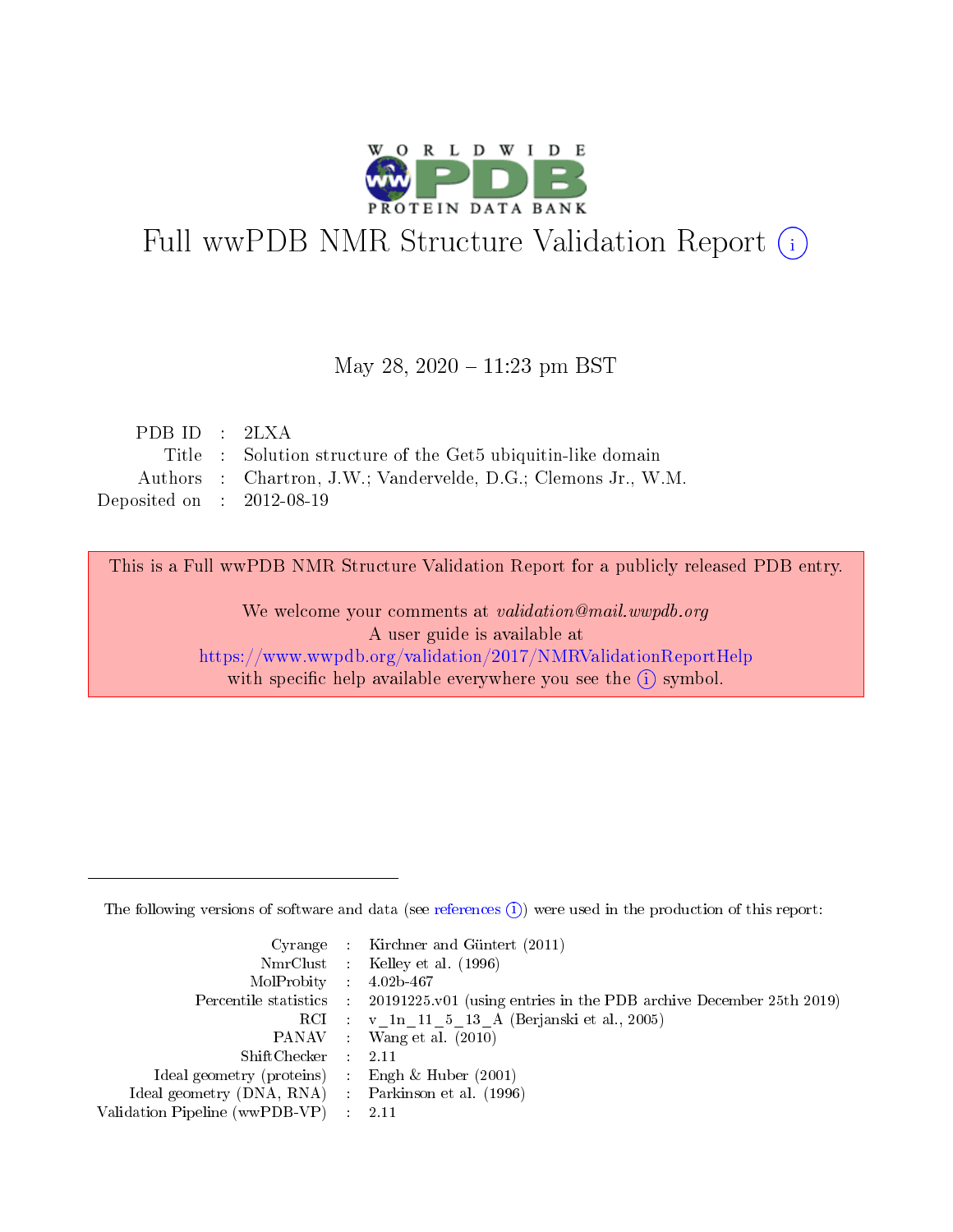# Full wwPDB NMR Structure Validation Report (i)

May 28, 2020 – 11:23 pm BST

| | | |
|---|---|---|
| PDB ID | : | 2LXA |
| Title | : | Solution structure of the Get5 ubiquitin-like domain |
| Authors | : | Chartron, J.W.; Vandervelde, D.G.; Clemons Jr., W.M. |
| Deposited on | : | 2012-08-19 |

This is a Full wwPDB NMR Structure Validation Report for a publicly released PDB entry.

We welcome your comments at *validation@mail.wwpdb.org*
A user guide is available at
https://www.wwpdb.org/validation/2017/NMRValidationReportHelp
with specific help available everywhere you see the (i) symbol.

The following versions of software and data (see references (i)) were used in the production of this report:

| | | |
|---|---|---|
| Cyrange | : | Kirchner and Güntert (2011) |
| NmrClust | : | Kelley et al. (1996) |
| MolProbity | : | 4.02b-467 |
| Percentile statistics | : | 20191225.v01 (using entries in the PDB archive December 25th 2019) |
| RCI | : | v_1n_11_5_13_A (Berjanski et al., 2005) |
| PANAV | : | Wang et al. (2010) |
| ShiftChecker | : | 2.11 |
| Ideal geometry (proteins) | : | Engh & Huber (2001) |
| Ideal geometry (DNA, RNA) | : | Parkinson et al. (1996) |
| Validation Pipeline (wwPDB-VP) | : | 2.11 |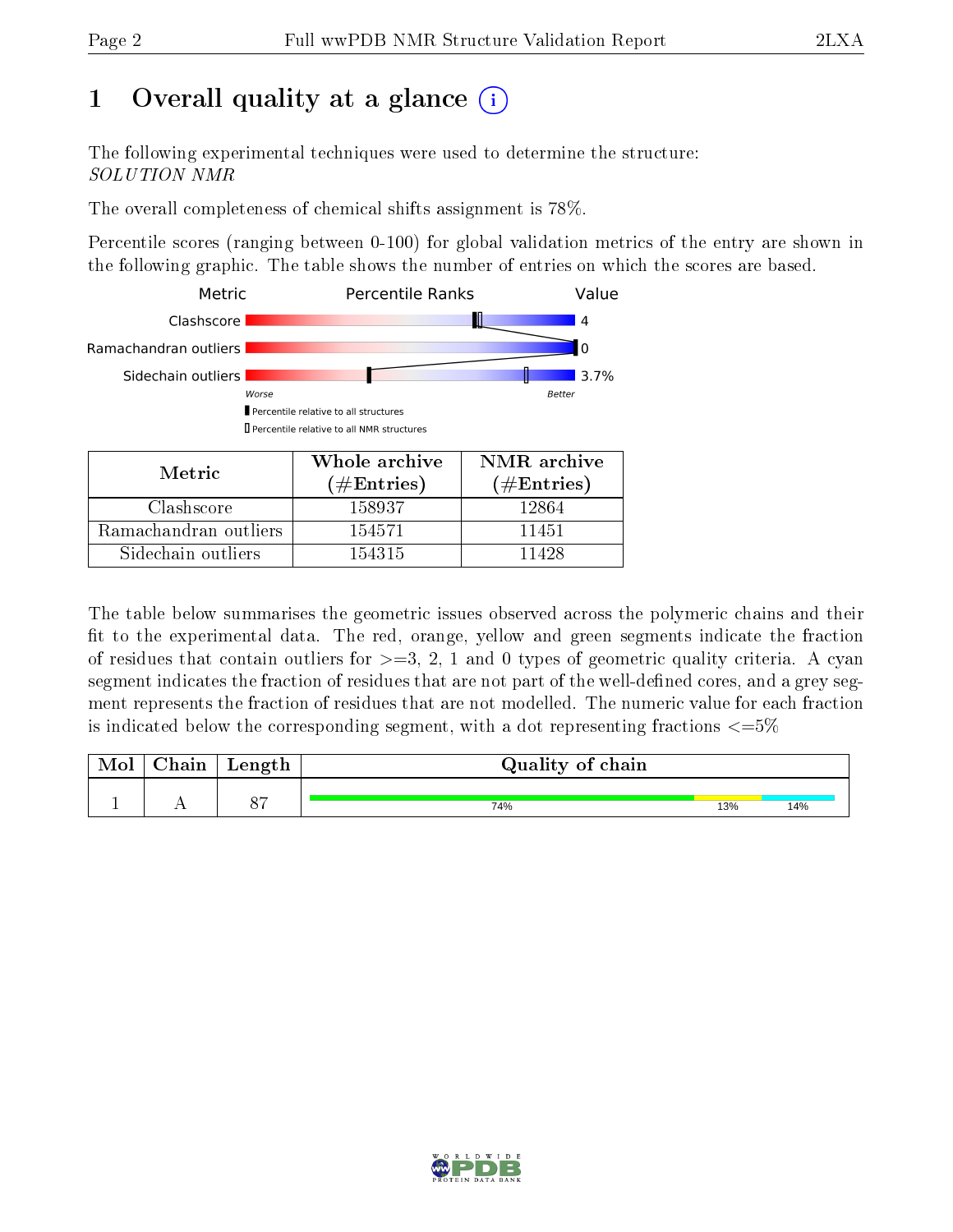# 1 Overall quality at a glance (i)

The following experimental techniques were used to determine the structure:
*SOLUTION NMR*

The overall completeness of chemical shifts assignment is 78%.

Percentile scores (ranging between 0-100) for global validation metrics of the entry are shown in the following graphic. The table shows the number of entries on which the scores are based.

| Metric | Value |
|---|---|
| Clashscore | 4 |
| Ramachandran outliers | 0 |
| Sidechain outliers | 3.7% |

▌Percentile relative to all structures
▯Percentile relative to all NMR structures

| Metric | Whole archive (#Entries) | NMR archive (#Entries) |
|---|---|---|
| Clashscore | 158937 | 12864 |
| Ramachandran outliers | 154571 | 11451 |
| Sidechain outliers | 154315 | 11428 |

The table below summarises the geometric issues observed across the polymeric chains and their fit to the experimental data. The red, orange, yellow and green segments indicate the fraction of residues that contain outliers for >=3, 2, 1 and 0 types of geometric quality criteria. A cyan segment indicates the fraction of residues that are not part of the well-defined cores, and a grey segment represents the fraction of residues that are not modelled. The numeric value for each fraction is indicated below the corresponding segment, with a dot representing fractions <=5%

| Mol | Chain | Length | Quality of chain |
|---|---|---|---|
| 1 | A | 87 | 74% (green), 13% (yellow), 14% (cyan) |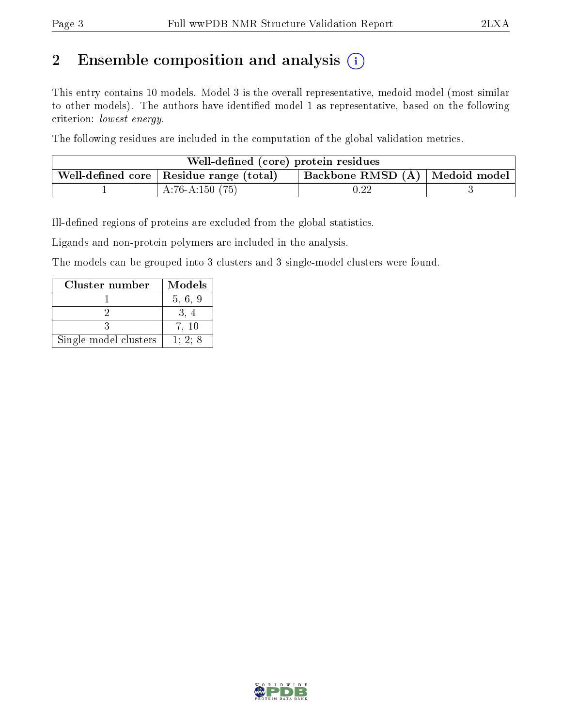## 2 Ensemble composition and analysis (i)

This entry contains 10 models. Model 3 is the overall representative, medoid model (most similar to other models). The authors have identified model 1 as representative, based on the following criterion: *lowest energy*.

The following residues are included in the computation of the global validation metrics.

| Well-defined (core) protein residues | | | |
|---|---|---|---|
| Well-defined core | Residue range (total) | Backbone RMSD (Å) | Medoid model |
| 1 | A:76-A:150 (75) | 0.22 | 3 |

Ill-defined regions of proteins are excluded from the global statistics.

Ligands and non-protein polymers are included in the analysis.

The models can be grouped into 3 clusters and 3 single-model clusters were found.

| Cluster number | Models |
|---|---|
| 1 | 5, 6, 9 |
| 2 | 3, 4 |
| 3 | 7, 10 |
| Single-model clusters | 1; 2; 8 |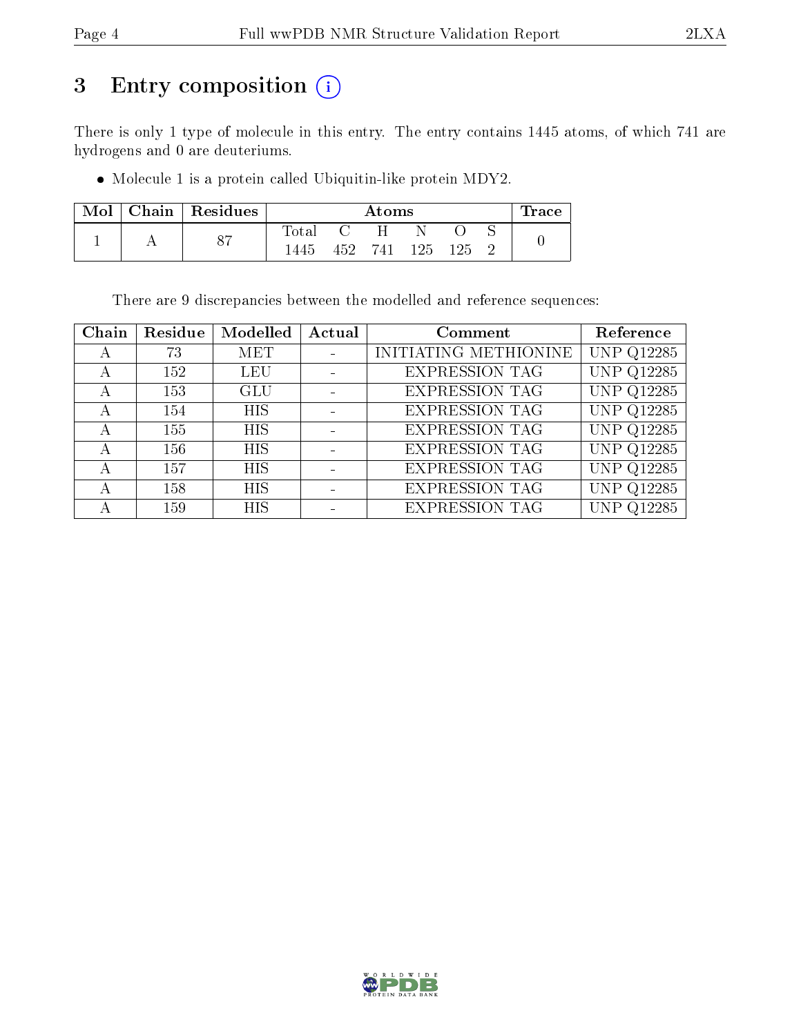# 3 Entry composition (i)

There is only 1 type of molecule in this entry. The entry contains 1445 atoms, of which 741 are hydrogens and 0 are deuteriums.

- Molecule 1 is a protein called Ubiquitin-like protein MDY2.

| Mol | Chain | Residues | Atoms | | | | | | Trace |
|---|---|---|---|---|---|---|---|---|---|
| | | | Total | C | H | N | O | S | |
| 1 | A | 87 | 1445 | 452 | 741 | 125 | 125 | 2 | 0 |

There are 9 discrepancies between the modelled and reference sequences:

| Chain | Residue | Modelled | Actual | Comment | Reference |
|---|---|---|---|---|---|
| A | 73 | MET | - | INITIATING METHIONINE | UNP Q12285 |
| A | 152 | LEU | - | EXPRESSION TAG | UNP Q12285 |
| A | 153 | GLU | - | EXPRESSION TAG | UNP Q12285 |
| A | 154 | HIS | - | EXPRESSION TAG | UNP Q12285 |
| A | 155 | HIS | - | EXPRESSION TAG | UNP Q12285 |
| A | 156 | HIS | - | EXPRESSION TAG | UNP Q12285 |
| A | 157 | HIS | - | EXPRESSION TAG | UNP Q12285 |
| A | 158 | HIS | - | EXPRESSION TAG | UNP Q12285 |
| A | 159 | HIS | - | EXPRESSION TAG | UNP Q12285 |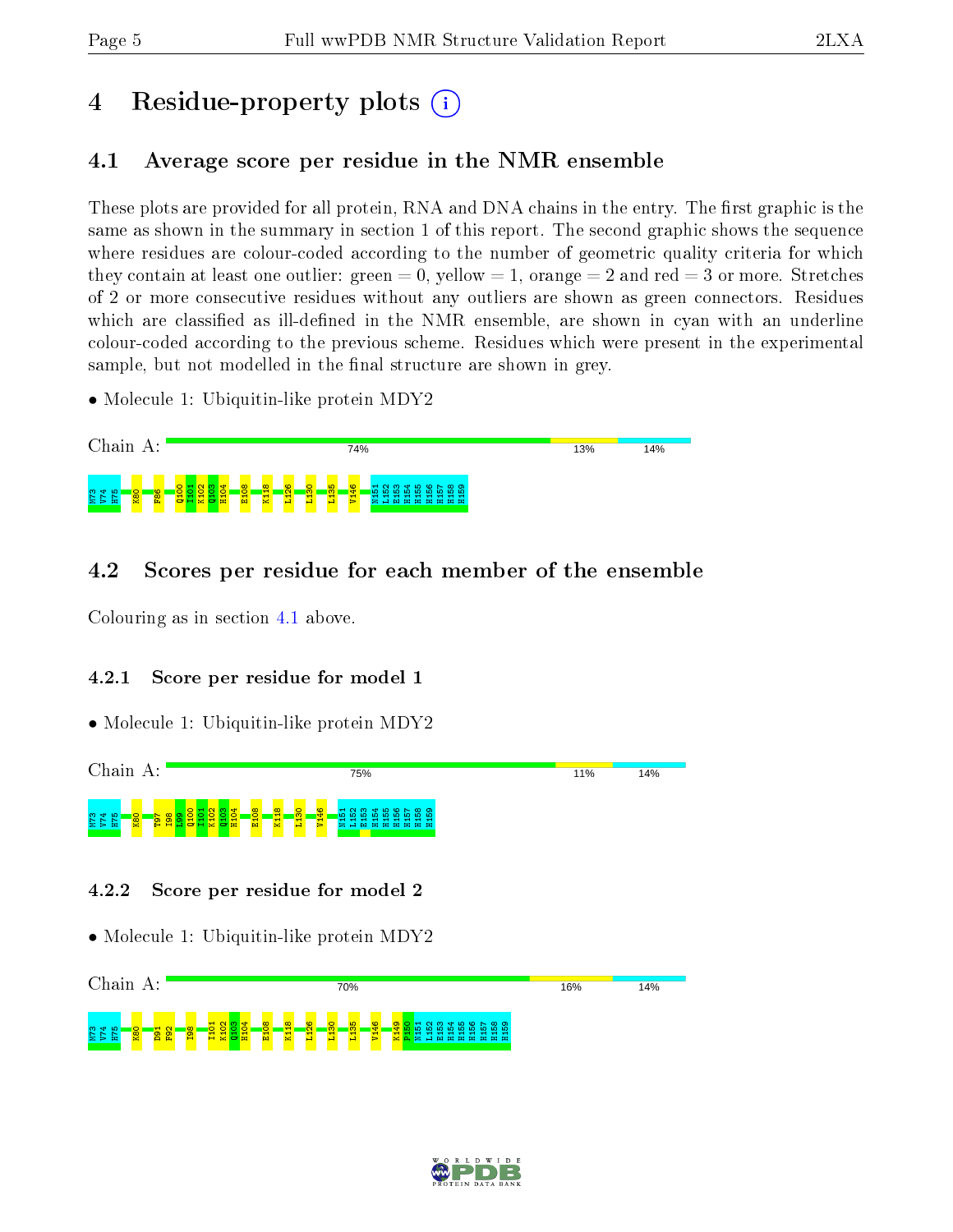# 4 Residue-property plots

## 4.1 Average score per residue in the NMR ensemble

These plots are provided for all protein, RNA and DNA chains in the entry. The first graphic is the same as shown in the summary in section 1 of this report. The second graphic shows the sequence where residues are colour-coded according to the number of geometric quality criteria for which they contain at least one outlier: green = 0, yellow = 1, orange = 2 and red = 3 or more. Stretches of 2 or more consecutive residues without any outliers are shown as green connectors. Residues which are classified as ill-defined in the NMR ensemble, are shown in cyan with an underline colour-coded according to the previous scheme. Residues which were present in the experimental sample, but not modelled in the final structure are shown in grey.

- Molecule 1: Ubiquitin-like protein MDY2

Chain A: 74% | 13% | 14%

M73 V74 H75 K80 F86 Q100 I101 K102 Q103 H104 E108 K118 L126 L130 L135 V146 N151 L152 E153 H154 H155 H156 H157 H158 H159

## 4.2 Scores per residue for each member of the ensemble

Colouring as in section 4.1 above.

### 4.2.1 Score per residue for model 1

- Molecule 1: Ubiquitin-like protein MDY2

Chain A: 75% | 11% | 14%

M73 V74 H75 K80 T97 I98 L99 Q100 I101 K102 Q103 H104 E108 K118 L130 V146 N151 L152 E153 H154 H155 H156 H157 H158 H159

### 4.2.2 Score per residue for model 2

- Molecule 1: Ubiquitin-like protein MDY2

Chain A: 70% | 16% | 14%

M73 V74 H75 K80 D91 F92 I98 I101 K102 Q103 H104 E108 K118 L126 L130 L135 V146 K149 P150 N151 L152 E153 H154 H155 H156 H157 H158 H159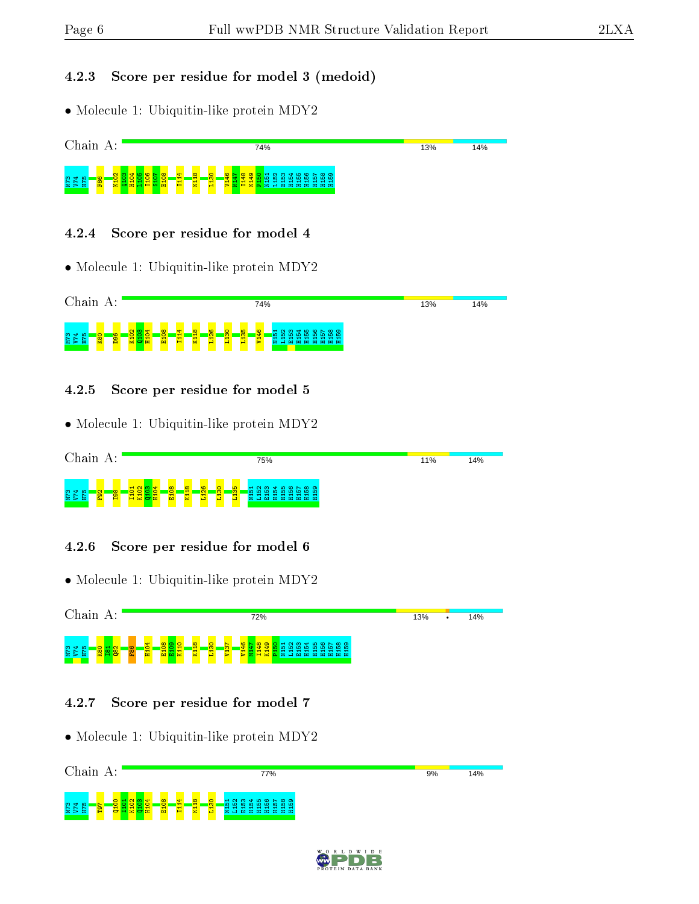### 4.2.3 Score per residue for model 3 (medoid)

• Molecule 1: Ubiquitin-like protein MDY2

Chain A: 74% 13% 14%

N73 V74 H75 F86 K102 Q103 H104 L105 I106 S107 E108 I114 K118 L130 V146 M147 I148 K149 P150 N151 L152 E153 H154 H155 H156 H157 H158 H159

### 4.2.4 Score per residue for model 4

• Molecule 1: Ubiquitin-like protein MDY2

Chain A: 74% 13% 14%

N73 V74 H75 K80 D96 K102 Q103 H104 E108 I114 K118 L126 L130 L135 V146 N151 L152 E153 H154 H155 H156 H157 H158 H159

### 4.2.5 Score per residue for model 5

• Molecule 1: Ubiquitin-like protein MDY2

Chain A: 75% 11% 14%

N73 V74 H75 F92 I98 I101 K102 Q103 H104 E108 K118 L126 L130 L135 N151 L152 E153 H154 H155 H156 H157 H158 H159

### 4.2.6 Score per residue for model 6

• Molecule 1: Ubiquitin-like protein MDY2

Chain A: 72% 13% • 14%

N73 V74 H75 K80 I81 Q82 F86 H104 E108 E109 K110 K118 L130 V137 V146 M147 I148 K149 P150 N151 L152 E153 H154 H155 H156 H157 H158 H159

### 4.2.7 Score per residue for model 7

• Molecule 1: Ubiquitin-like protein MDY2

Chain A: 77% 9% 14%

N73 V74 H75 T97 Q100 I101 K102 Q103 H104 E108 I114 K118 L130 N151 L152 E153 H154 H155 H156 H157 H158 H159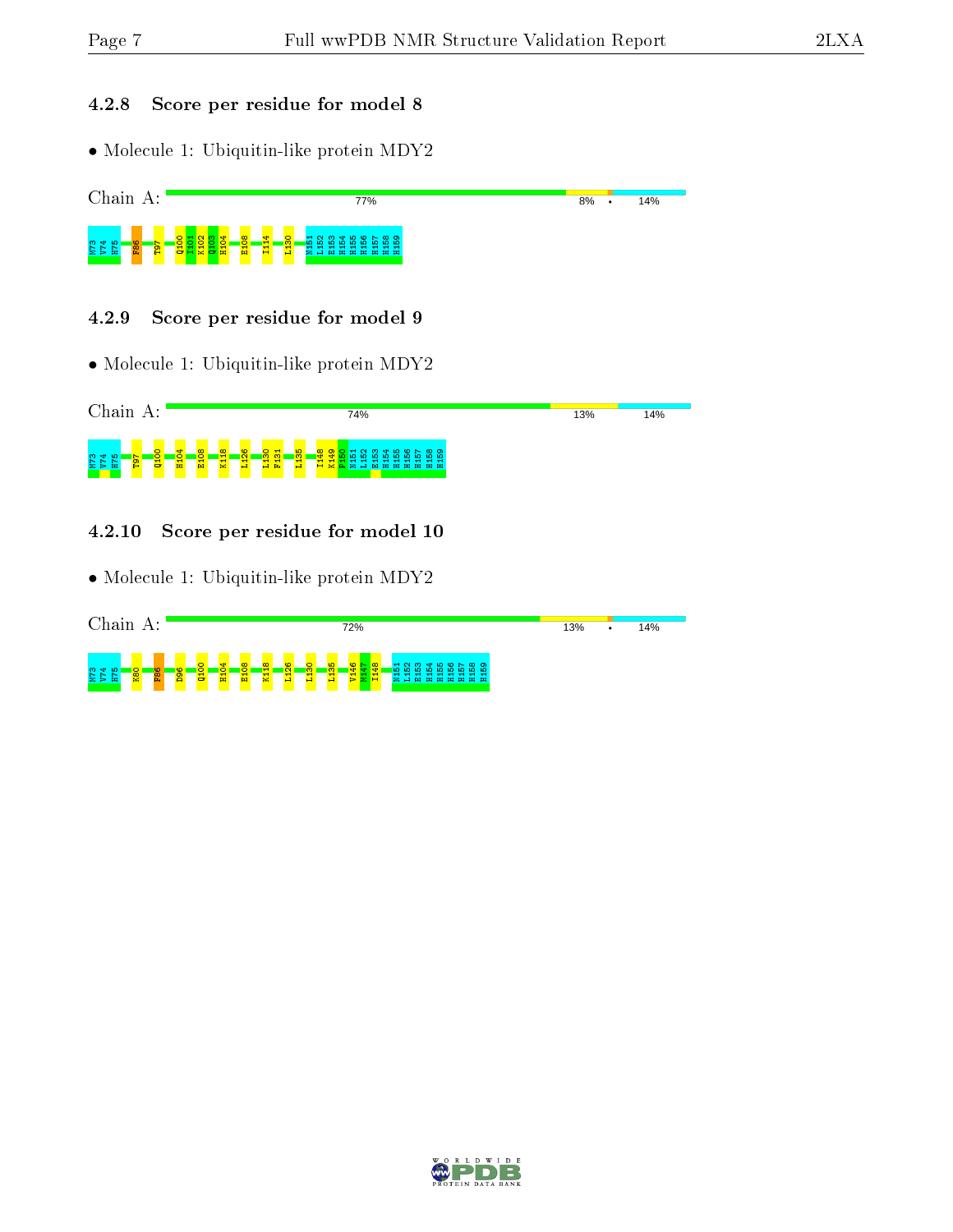### 4.2.8 Score per residue for model 8

- Molecule 1: Ubiquitin-like protein MDY2

Chain A: 77% 8% • 14%

N73 V74 H75 F86 T97 Q100 I101 K102 Q103 H104 E108 I114 L130 N151 L152 E153 H154 H155 H156 H157 H158 H159

### 4.2.9 Score per residue for model 9

- Molecule 1: Ubiquitin-like protein MDY2

Chain A: 74% 13% 14%

N73 V74 H75 T97 Q100 H104 E108 K118 L126 L130 F131 L135 I148 K149 P150 N151 L152 E153 H154 H155 H156 H157 H158 H159

### 4.2.10 Score per residue for model 10

- Molecule 1: Ubiquitin-like protein MDY2

Chain A: 72% 13% • 14%

N73 V74 H75 K80 F86 D96 Q100 H104 E108 K118 L126 L130 L135 V146 M147 I148 N151 L152 E153 H154 H155 H156 H157 H158 H159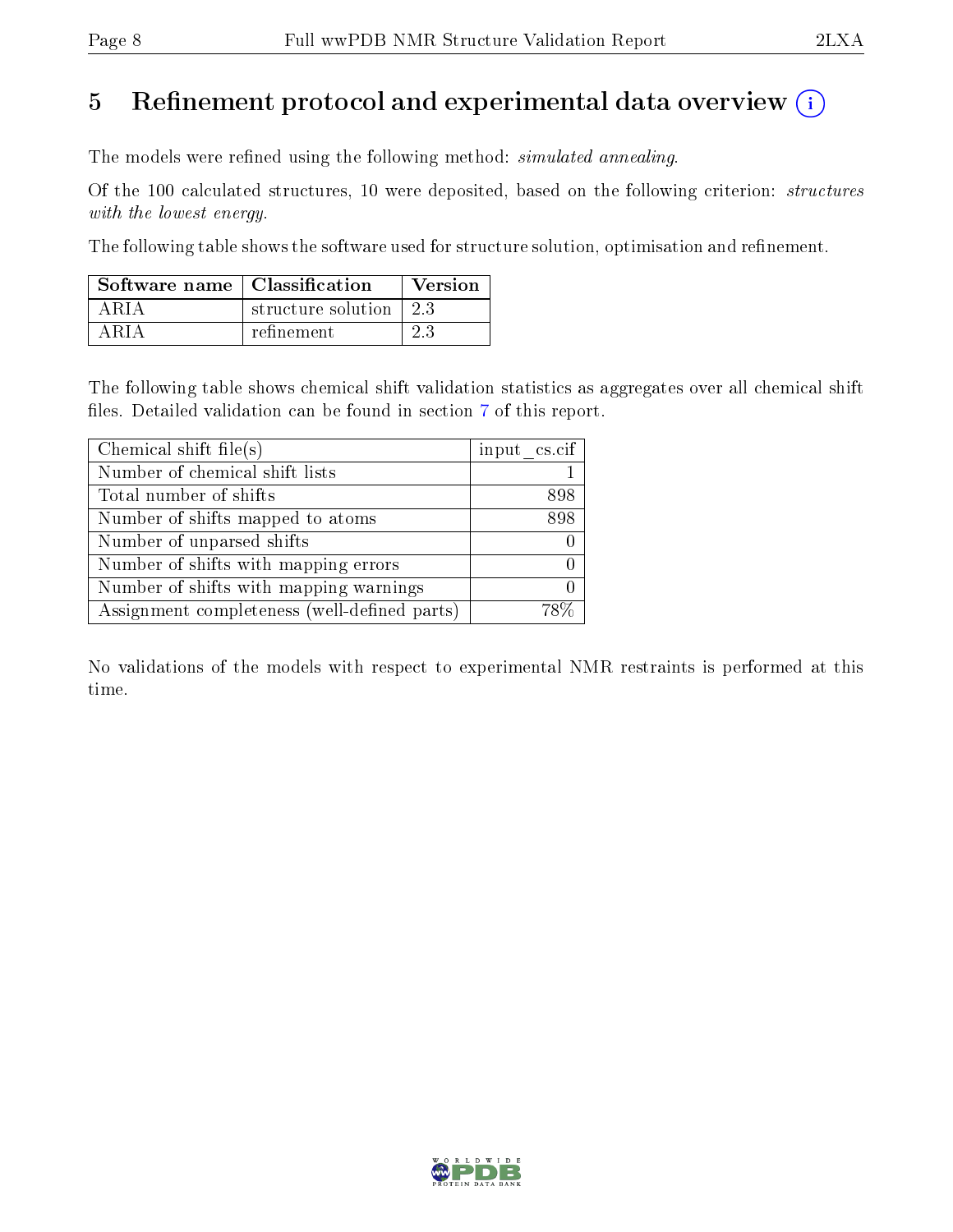# 5 Refinement protocol and experimental data overview (i)

The models were refined using the following method: *simulated annealing*.

Of the 100 calculated structures, 10 were deposited, based on the following criterion: *structures with the lowest energy*.

The following table shows the software used for structure solution, optimisation and refinement.

| Software name | Classification | Version |
|---|---|---|
| ARIA | structure solution | 2.3 |
| ARIA | refinement | 2.3 |

The following table shows chemical shift validation statistics as aggregates over all chemical shift files. Detailed validation can be found in section 7 of this report.

| Chemical shift file(s) | input_cs.cif |
|---|---|
| Number of chemical shift lists | 1 |
| Total number of shifts | 898 |
| Number of shifts mapped to atoms | 898 |
| Number of unparsed shifts | 0 |
| Number of shifts with mapping errors | 0 |
| Number of shifts with mapping warnings | 0 |
| Assignment completeness (well-defined parts) | 78% |

No validations of the models with respect to experimental NMR restraints is performed at this time.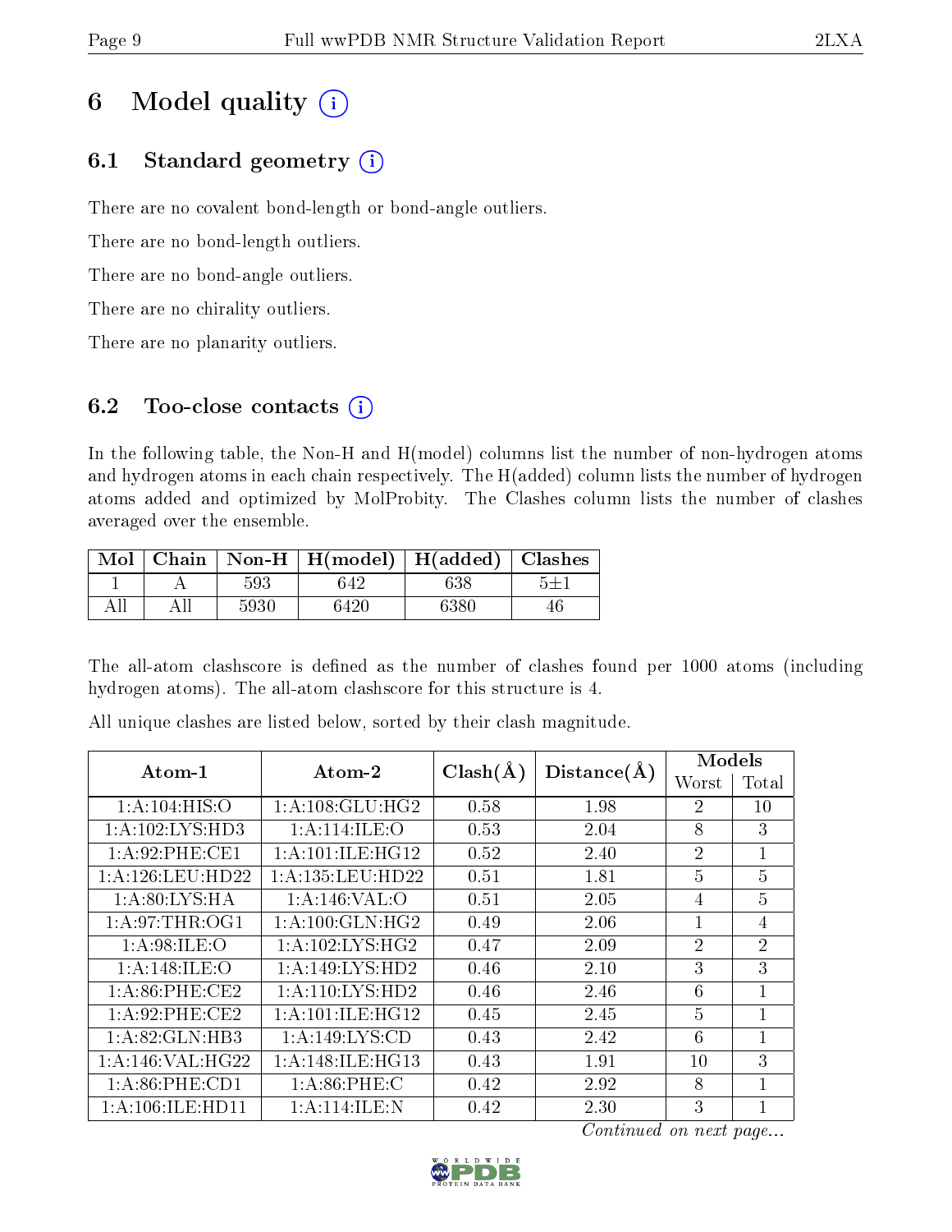# 6 Model quality

## 6.1 Standard geometry

There are no covalent bond-length or bond-angle outliers.

There are no bond-length outliers.

There are no bond-angle outliers.

There are no chirality outliers.

There are no planarity outliers.

## 6.2 Too-close contacts

In the following table, the Non-H and H(model) columns list the number of non-hydrogen atoms and hydrogen atoms in each chain respectively. The H(added) column lists the number of hydrogen atoms added and optimized by MolProbity. The Clashes column lists the number of clashes averaged over the ensemble.

| Mol | Chain | Non-H | H(model) | H(added) | Clashes |
|---|---|---|---|---|---|
| 1 | A | 593 | 642 | 638 | 5±1 |
| All | All | 5930 | 6420 | 6380 | 46 |

The all-atom clashscore is defined as the number of clashes found per 1000 atoms (including hydrogen atoms). The all-atom clashscore for this structure is 4.

All unique clashes are listed below, sorted by their clash magnitude.

| Atom-1 | Atom-2 | Clash(Å) | Distance(Å) | Models | |
|---|---|---|---|---|---|
| | | | | Worst | Total |
| 1:A:104:HIS:O | 1:A:108:GLU:HG2 | 0.58 | 1.98 | 2 | 10 |
| 1:A:102:LYS:HD3 | 1:A:114:ILE:O | 0.53 | 2.04 | 8 | 3 |
| 1:A:92:PHE:CE1 | 1:A:101:ILE:HG12 | 0.52 | 2.40 | 2 | 1 |
| 1:A:126:LEU:HD22 | 1:A:135:LEU:HD22 | 0.51 | 1.81 | 5 | 5 |
| 1:A:80:LYS:HA | 1:A:146:VAL:O | 0.51 | 2.05 | 4 | 5 |
| 1:A:97:THR:OG1 | 1:A:100:GLN:HG2 | 0.49 | 2.06 | 1 | 4 |
| 1:A:98:ILE:O | 1:A:102:LYS:HG2 | 0.47 | 2.09 | 2 | 2 |
| 1:A:148:ILE:O | 1:A:149:LYS:HD2 | 0.46 | 2.10 | 3 | 3 |
| 1:A:86:PHE:CE2 | 1:A:110:LYS:HD2 | 0.46 | 2.46 | 6 | 1 |
| 1:A:92:PHE:CE2 | 1:A:101:ILE:HG12 | 0.45 | 2.45 | 5 | 1 |
| 1:A:82:GLN:HB3 | 1:A:149:LYS:CD | 0.43 | 2.42 | 6 | 1 |
| 1:A:146:VAL:HG22 | 1:A:148:ILE:HG13 | 0.43 | 1.91 | 10 | 3 |
| 1:A:86:PHE:CD1 | 1:A:86:PHE:C | 0.42 | 2.92 | 8 | 1 |
| 1:A:106:ILE:HD11 | 1:A:114:ILE:N | 0.42 | 2.30 | 3 | 1 |

*Continued on next page...*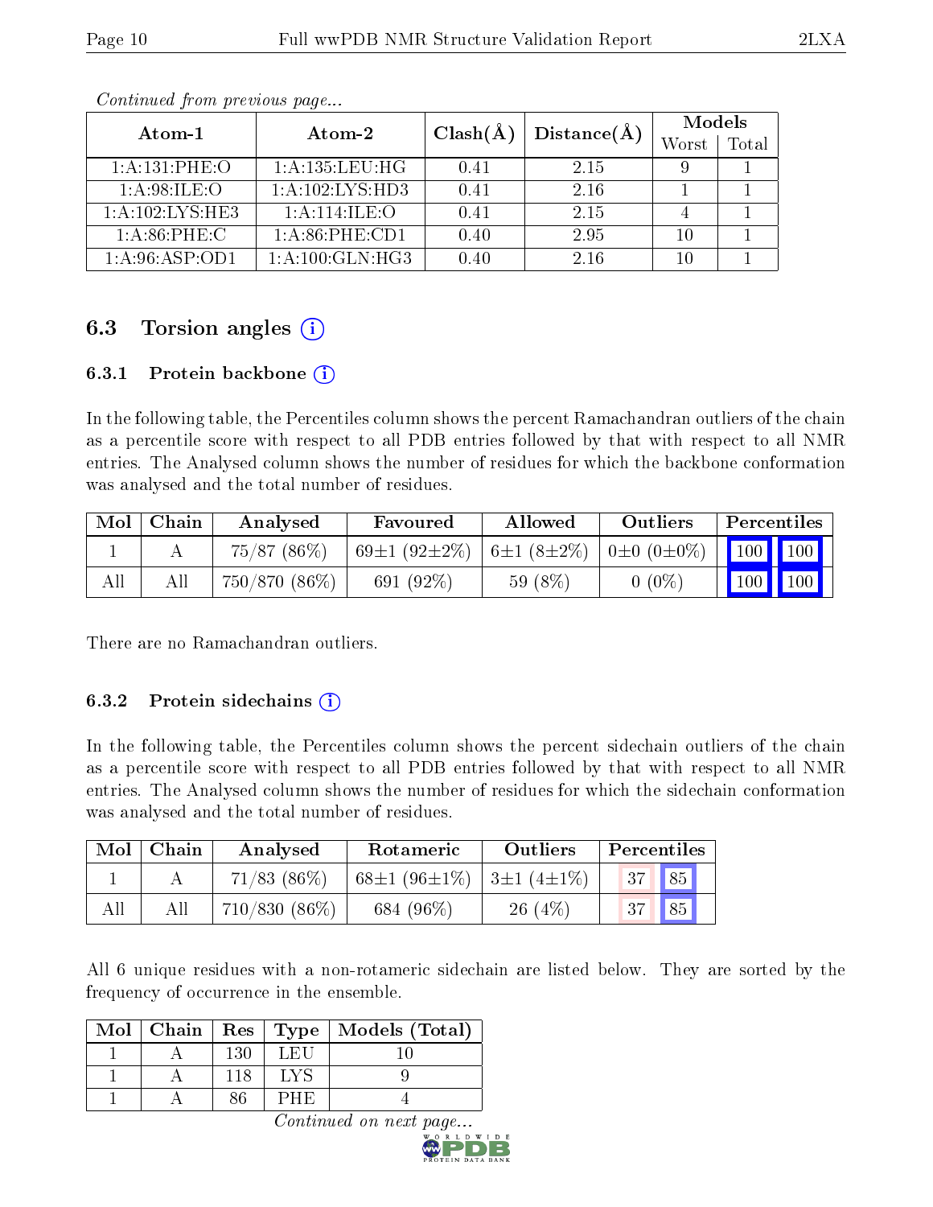*Continued from previous page...*

| Atom-1 | Atom-2 | Clash(Å) | Distance(Å) | Models | |
|---|---|---|---|---|---|
| | | | | Worst | Total |
| 1:A:131:PHE:O | 1:A:135:LEU:HG | 0.41 | 2.15 | 9 | 1 |
| 1:A:98:ILE:O | 1:A:102:LYS:HD3 | 0.41 | 2.16 | 1 | 1 |
| 1:A:102:LYS:HE3 | 1:A:114:ILE:O | 0.41 | 2.15 | 4 | 1 |
| 1:A:86:PHE:C | 1:A:86:PHE:CD1 | 0.40 | 2.95 | 10 | 1 |
| 1:A:96:ASP:OD1 | 1:A:100:GLN:HG3 | 0.40 | 2.16 | 10 | 1 |

## 6.3 Torsion angles (i)

### 6.3.1 Protein backbone (i)

In the following table, the Percentiles column shows the percent Ramachandran outliers of the chain as a percentile score with respect to all PDB entries followed by that with respect to all NMR entries. The Analysed column shows the number of residues for which the backbone conformation was analysed and the total number of residues.

| Mol | Chain | Analysed | Favoured | Allowed | Outliers | Percentiles | |
|---|---|---|---|---|---|---|---|
| 1 | A | 75/87 (86%) | 69±1 (92±2%) | 6±1 (8±2%) | 0±0 (0±0%) | 100 | 100 |
| All | All | 750/870 (86%) | 691 (92%) | 59 (8%) | 0 (0%) | 100 | 100 |

There are no Ramachandran outliers.

### 6.3.2 Protein sidechains (i)

In the following table, the Percentiles column shows the percent sidechain outliers of the chain as a percentile score with respect to all PDB entries followed by that with respect to all NMR entries. The Analysed column shows the number of residues for which the sidechain conformation was analysed and the total number of residues.

| Mol | Chain | Analysed | Rotameric | Outliers | Percentiles | |
|---|---|---|---|---|---|---|
| 1 | A | 71/83 (86%) | 68±1 (96±1%) | 3±1 (4±1%) | 37 | 85 |
| All | All | 710/830 (86%) | 684 (96%) | 26 (4%) | 37 | 85 |

All 6 unique residues with a non-rotameric sidechain are listed below. They are sorted by the frequency of occurrence in the ensemble.

| Mol | Chain | Res | Type | Models (Total) |
|---|---|---|---|---|
| 1 | A | 130 | LEU | 10 |
| 1 | A | 118 | LYS | 9 |
| 1 | A | 86 | PHE | 4 |

*Continued on next page...*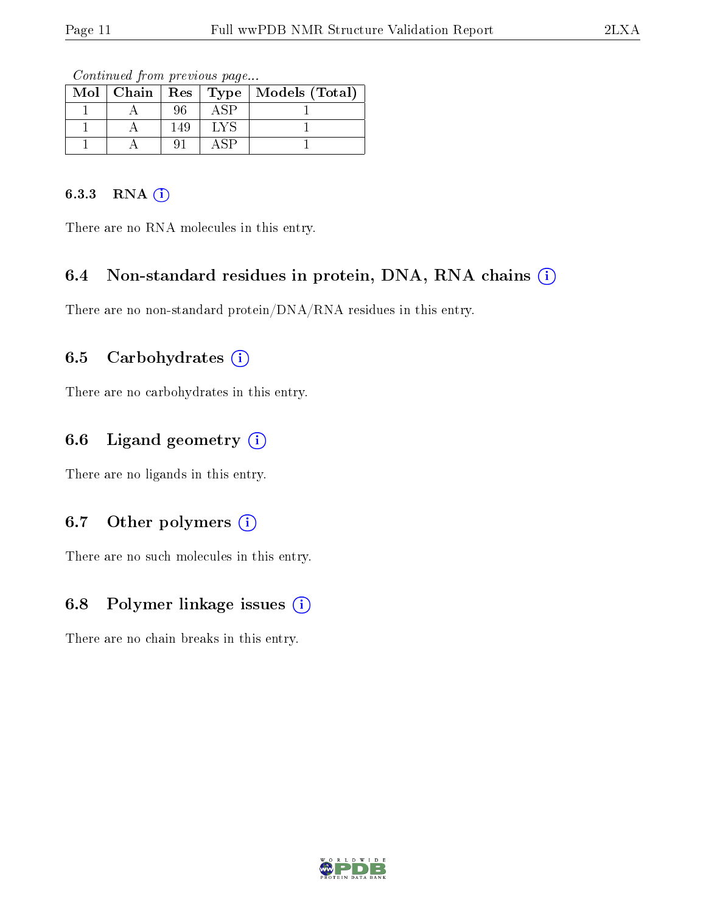*Continued from previous page...*

| Mol | Chain | Res | Type | Models (Total) |
|---|---|---|---|---|
| 1 | A | 96 | ASP | 1 |
| 1 | A | 149 | LYS | 1 |
| 1 | A | 91 | ASP | 1 |

#### 6.3.3 RNA (i)

There are no RNA molecules in this entry.

### 6.4 Non-standard residues in protein, DNA, RNA chains (i)

There are no non-standard protein/DNA/RNA residues in this entry.

### 6.5 Carbohydrates (i)

There are no carbohydrates in this entry.

### 6.6 Ligand geometry (i)

There are no ligands in this entry.

### 6.7 Other polymers (i)

There are no such molecules in this entry.

### 6.8 Polymer linkage issues (i)

There are no chain breaks in this entry.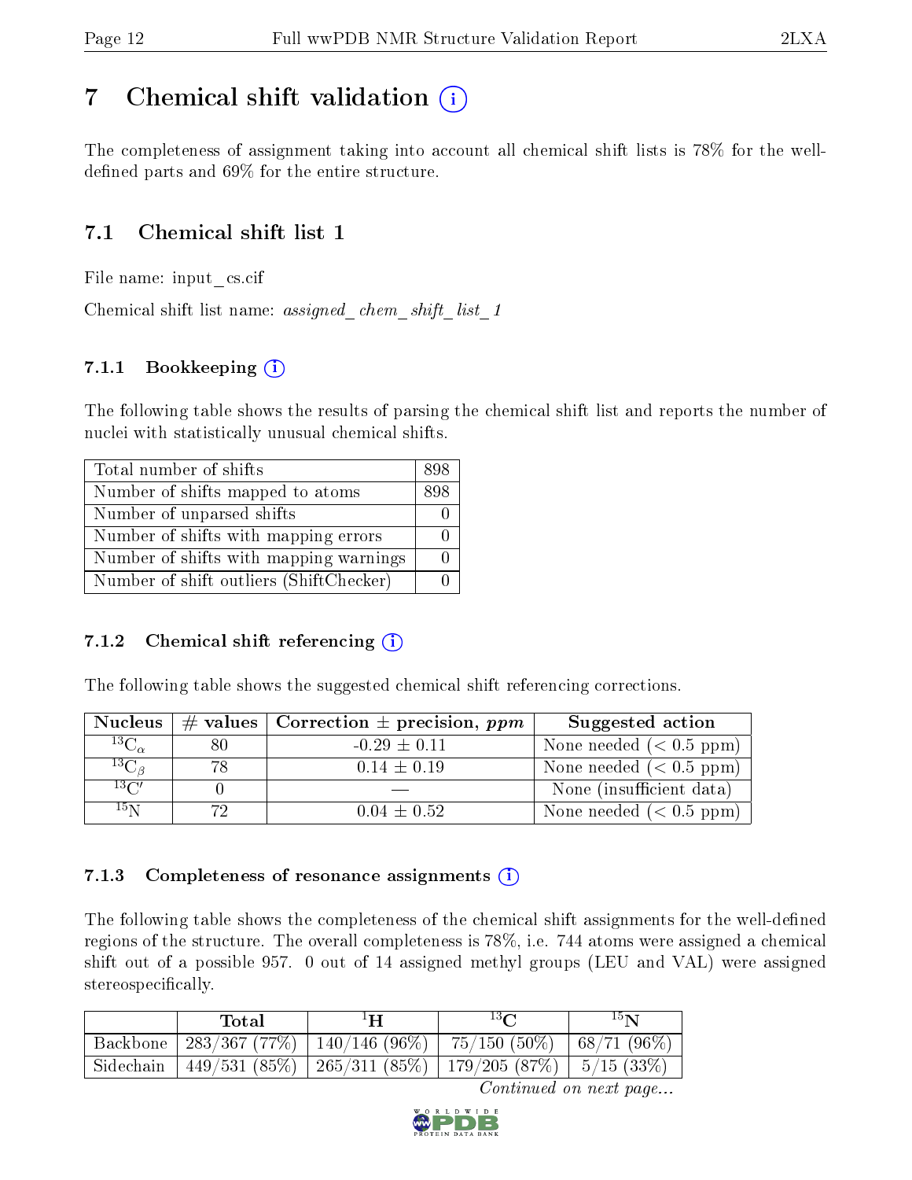# 7 Chemical shift validation

The completeness of assignment taking into account all chemical shift lists is 78% for the well-defined parts and 69% for the entire structure.

## 7.1 Chemical shift list 1

File name: input_cs.cif

Chemical shift list name: *assigned_chem_shift_list_1*

### 7.1.1 Bookkeeping

The following table shows the results of parsing the chemical shift list and reports the number of nuclei with statistically unusual chemical shifts.

| Total number of shifts | 898 |
|---|---|
| Number of shifts mapped to atoms | 898 |
| Number of unparsed shifts | 0 |
| Number of shifts with mapping errors | 0 |
| Number of shifts with mapping warnings | 0 |
| Number of shift outliers (ShiftChecker) | 0 |

### 7.1.2 Chemical shift referencing

The following table shows the suggested chemical shift referencing corrections.

| Nucleus | # values | Correction ± precision, *ppm* | Suggested action |
|---|---|---|---|
| $^{13}C_{\alpha}$ | 80 | -0.29 ± 0.11 | None needed (< 0.5 ppm) |
| $^{13}C_{\beta}$ | 78 | 0.14 ± 0.19 | None needed (< 0.5 ppm) |
| $^{13}C'$ | 0 | — | None (insufficient data) |
| $^{15}N$ | 72 | 0.04 ± 0.52 | None needed (< 0.5 ppm) |

### 7.1.3 Completeness of resonance assignments

The following table shows the completeness of the chemical shift assignments for the well-defined regions of the structure. The overall completeness is 78%, i.e. 744 atoms were assigned a chemical shift out of a possible 957. 0 out of 14 assigned methyl groups (LEU and VAL) were assigned stereospecifically.

| | Total | $^{1}H$ | $^{13}C$ | $^{15}N$ |
|---|---|---|---|---|
| Backbone | 283/367 (77%) | 140/146 (96%) | 75/150 (50%) | 68/71 (96%) |
| Sidechain | 449/531 (85%) | 265/311 (85%) | 179/205 (87%) | 5/15 (33%) |

*Continued on next page...*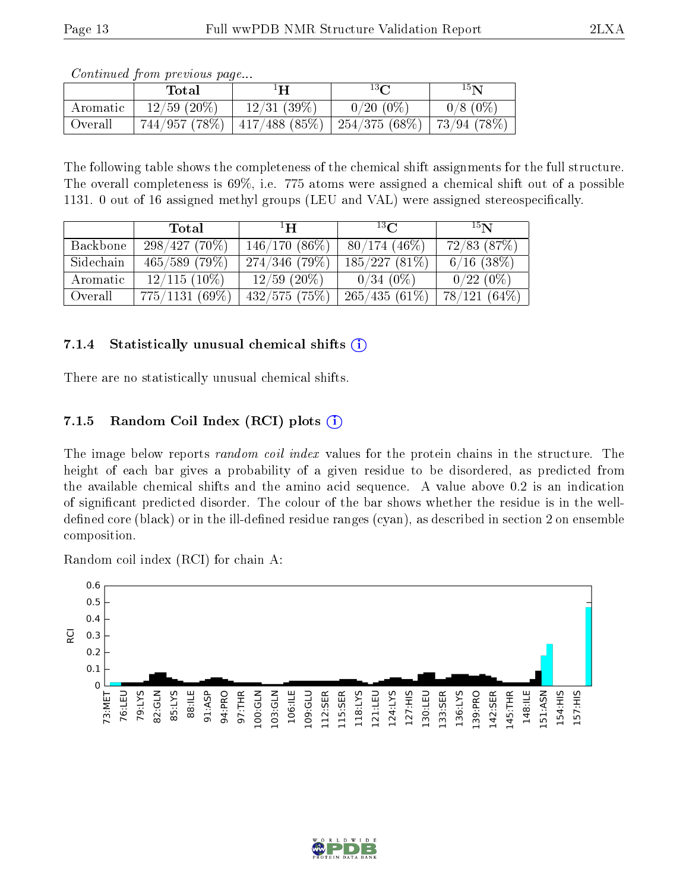*Continued from previous page...*

| | Total | $^{1}H$ | $^{13}C$ | $^{15}N$ |
|---|---|---|---|---|
| Aromatic | 12/59 (20%) | 12/31 (39%) | 0/20 (0%) | 0/8 (0%) |
| Overall | 744/957 (78%) | 417/488 (85%) | 254/375 (68%) | 73/94 (78%) |

The following table shows the completeness of the chemical shift assignments for the full structure. The overall completeness is 69%, i.e. 775 atoms were assigned a chemical shift out of a possible 1131. 0 out of 16 assigned methyl groups (LEU and VAL) were assigned stereospecifically.

| | Total | $^{1}H$ | $^{13}C$ | $^{15}N$ |
|---|---|---|---|---|
| Backbone | 298/427 (70%) | 146/170 (86%) | 80/174 (46%) | 72/83 (87%) |
| Sidechain | 465/589 (79%) | 274/346 (79%) | 185/227 (81%) | 6/16 (38%) |
| Aromatic | 12/115 (10%) | 12/59 (20%) | 0/34 (0%) | 0/22 (0%) |
| Overall | 775/1131 (69%) | 432/575 (75%) | 265/435 (61%) | 78/121 (64%) |

### 7.1.4 Statistically unusual chemical shifts (i)

There are no statistically unusual chemical shifts.

### 7.1.5 Random Coil Index (RCI) plots (i)

The image below reports *random coil index* values for the protein chains in the structure. The height of each bar gives a probability of a given residue to be disordered, as predicted from the available chemical shifts and the amino acid sequence. A value above 0.2 is an indication of significant predicted disorder. The colour of the bar shows whether the residue is in the well-defined core (black) or in the ill-defined residue ranges (cyan), as described in section 2 on ensemble composition.

Random coil index (RCI) for chain A:

RCI
0.6
0.5
0.4
0.3
0.2
0.1
0
73:MET 76:LEU 79:LYS 82:GLN 85:LYS 88:ILE 91:ASP 94:PRO 97:THR 100:GLN 103:GLN 106:ILE 109:GLU 112:SER 115:SER 118:LYS 121:LEU 124:LYS 127:HIS 130:LEU 133:SER 136:LYS 139:PRO 142:SER 145:THR 148:ILE 151:ASN 154:HIS 157:HIS